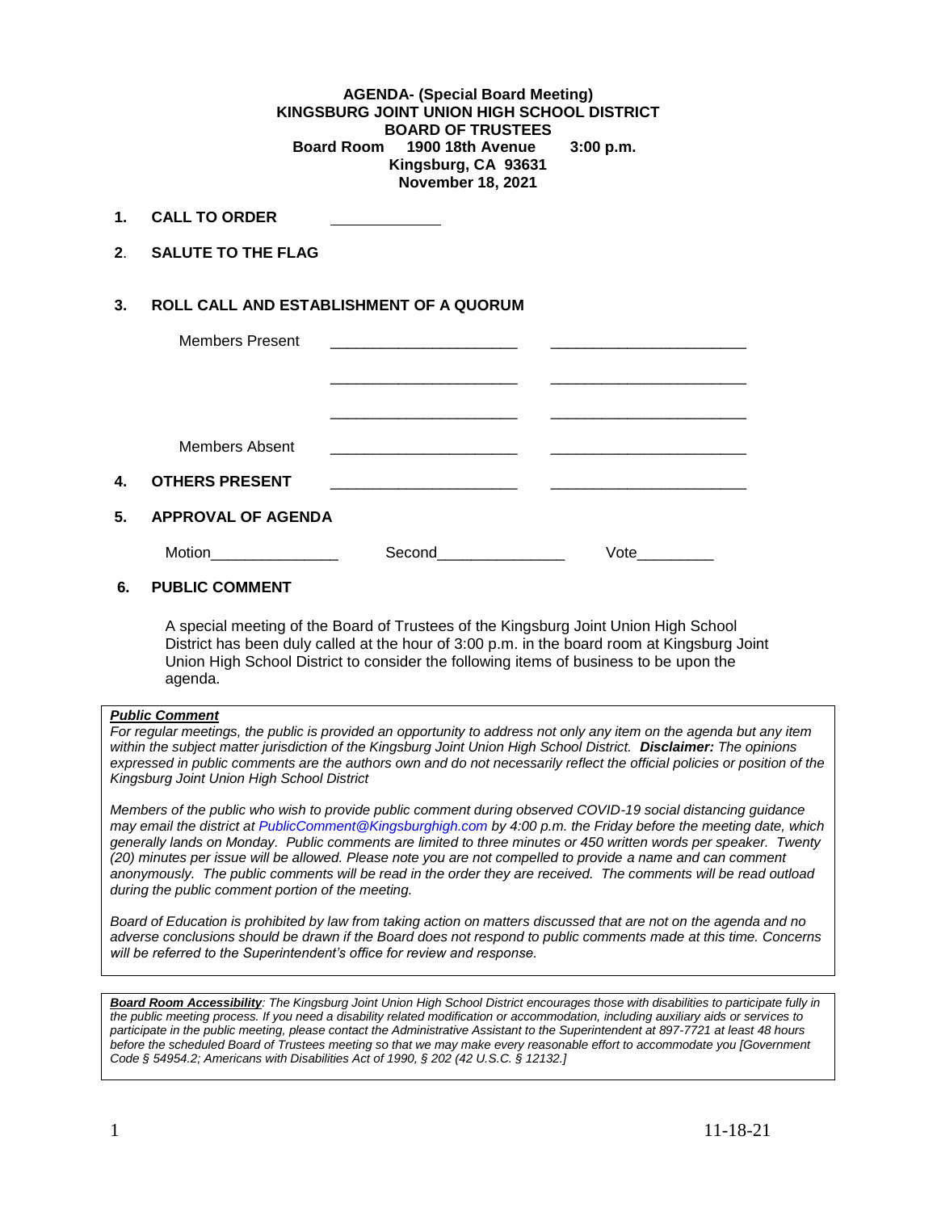**AGENDA- (Special Board Meeting)**
**KINGSBURG JOINT UNION HIGH SCHOOL DISTRICT**
**BOARD OF TRUSTEES**
**Board Room 1900 18th Avenue 3:00 p.m.**
**Kingsburg, CA 93631**
**November 18, 2021**

**1. CALL TO ORDER** ____________

**2. SALUTE TO THE FLAG**

**3. ROLL CALL AND ESTABLISHMENT OF A QUORUM**

Members Present ______________________ ______________________

______________________ ______________________

______________________ ______________________

Members Absent ______________________ ______________________

**4. OTHERS PRESENT** ______________________ ______________________

**5. APPROVAL OF AGENDA**

Motion_______________ Second_______________ Vote_________

**6. PUBLIC COMMENT**

A special meeting of the Board of Trustees of the Kingsburg Joint Union High School District has been duly called at the hour of 3:00 p.m. in the board room at Kingsburg Joint Union High School District to consider the following items of business to be upon the agenda.

***Public Comment***

*For regular meetings, the public is provided an opportunity to address not only any item on the agenda but any item within the subject matter jurisdiction of the Kingsburg Joint Union High School District.* ***Disclaimer:*** *The opinions expressed in public comments are the authors own and do not necessarily reflect the official policies or position of the Kingsburg Joint Union High School District*

*Members of the public who wish to provide public comment during observed COVID-19 social distancing guidance may email the district at PublicComment@Kingsburghigh.com by 4:00 p.m. the Friday before the meeting date, which generally lands on Monday. Public comments are limited to three minutes or 450 written words per speaker. Twenty (20) minutes per issue will be allowed. Please note you are not compelled to provide a name and can comment anonymously. The public comments will be read in the order they are received. The comments will be read outload during the public comment portion of the meeting.*

*Board of Education is prohibited by law from taking action on matters discussed that are not on the agenda and no adverse conclusions should be drawn if the Board does not respond to public comments made at this time. Concerns will be referred to the Superintendent's office for review and response.*

***Board Room Accessibility****: The Kingsburg Joint Union High School District encourages those with disabilities to participate fully in the public meeting process. If you need a disability related modification or accommodation, including auxiliary aids or services to participate in the public meeting, please contact the Administrative Assistant to the Superintendent at 897-7721 at least 48 hours before the scheduled Board of Trustees meeting so that we may make every reasonable effort to accommodate you [Government Code § 54954.2; Americans with Disabilities Act of 1990, § 202 (42 U.S.C. § 12132.]*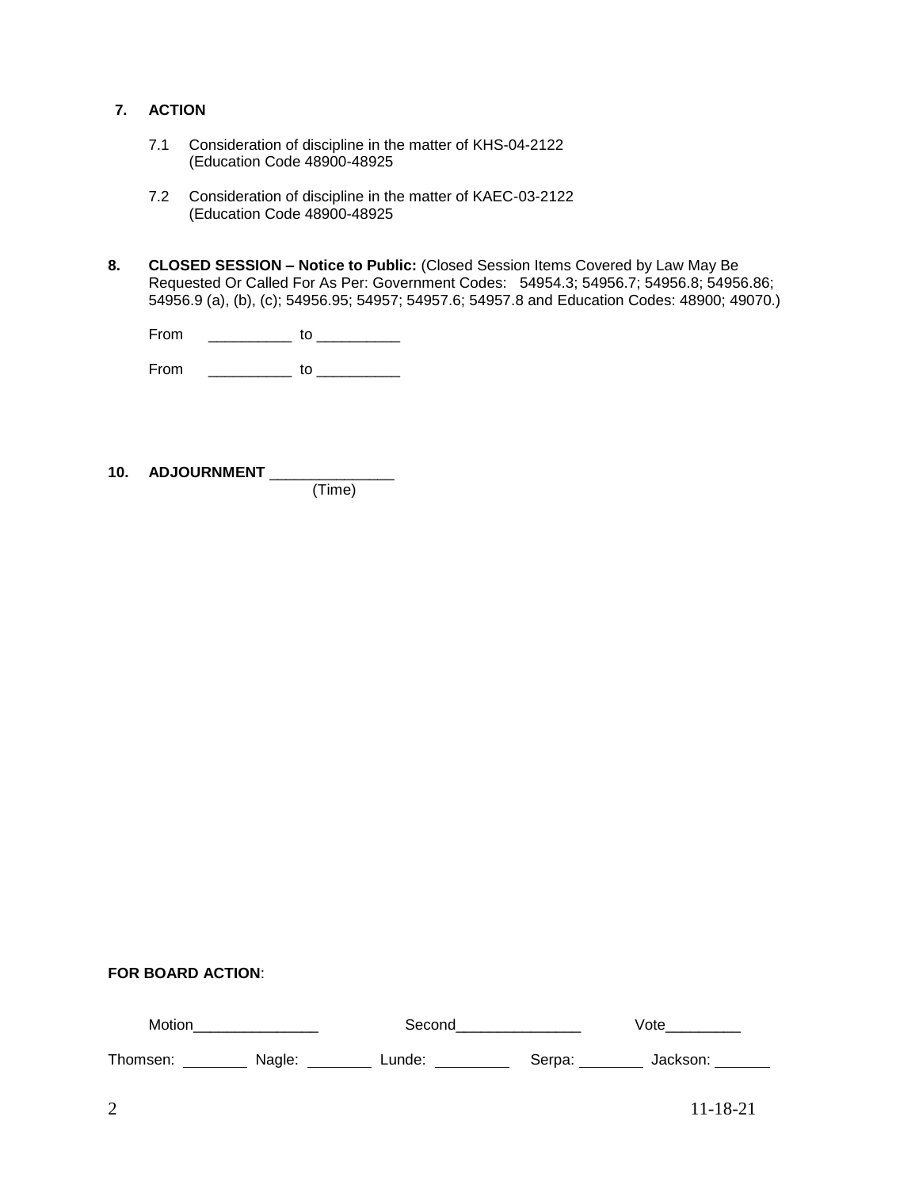**7. ACTION**

7.1 Consideration of discipline in the matter of KHS-04-2122 (Education Code 48900-48925

7.2 Consideration of discipline in the matter of KAEC-03-2122 (Education Code 48900-48925

**8. CLOSED SESSION – Notice to Public:** (Closed Session Items Covered by Law May Be Requested Or Called For As Per: Government Codes: 54954.3; 54956.7; 54956.8; 54956.86; 54956.9 (a), (b), (c); 54956.95; 54957; 54957.6; 54957.8 and Education Codes: 48900; 49070.)

From __________ to __________

From __________ to __________

**10. ADJOURNMENT** _______________
(Time)

**FOR BOARD ACTION**:

Motion_______________ Second_______________ Vote_________

Thomsen: ________ Nagle: ________ Lunde: _________ Serpa: ________ Jackson: _______

11-18-21